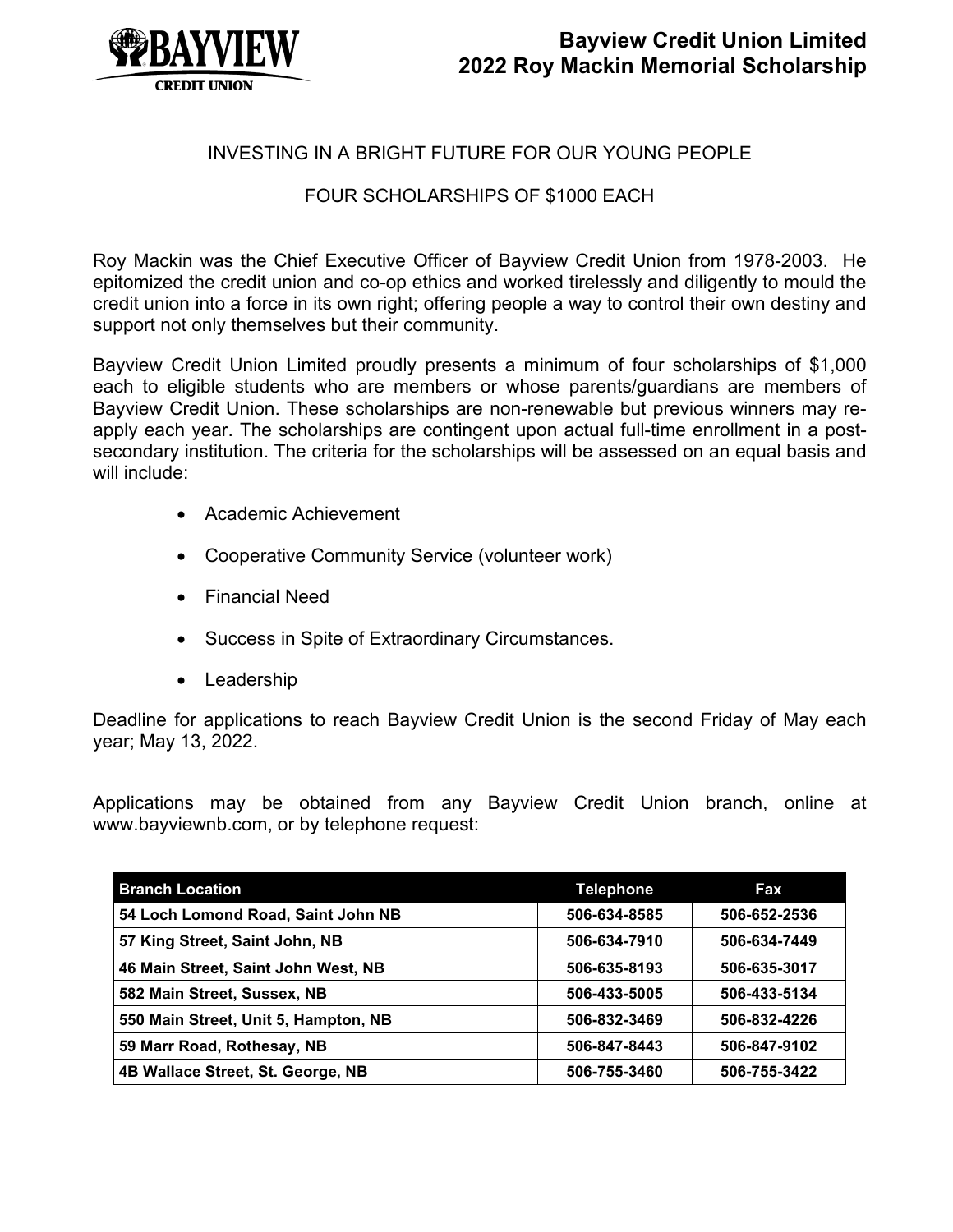# Bayview Credit Union Limited
# 2022 Roy Mackin Memorial Scholarship

INVESTING IN A BRIGHT FUTURE FOR OUR YOUNG PEOPLE

FOUR SCHOLARSHIPS OF $1000 EACH

Roy Mackin was the Chief Executive Officer of Bayview Credit Union from 1978-2003. He epitomized the credit union and co-op ethics and worked tirelessly and diligently to mould the credit union into a force in its own right; offering people a way to control their own destiny and support not only themselves but their community.

Bayview Credit Union Limited proudly presents a minimum of four scholarships of $1,000 each to eligible students who are members or whose parents/guardians are members of Bayview Credit Union. These scholarships are non-renewable but previous winners may re-apply each year. The scholarships are contingent upon actual full-time enrollment in a post-secondary institution. The criteria for the scholarships will be assessed on an equal basis and will include:

- Academic Achievement
- Cooperative Community Service (volunteer work)
- Financial Need
- Success in Spite of Extraordinary Circumstances.
- Leadership

Deadline for applications to reach Bayview Credit Union is the second Friday of May each year; May 13, 2022.

Applications may be obtained from any Bayview Credit Union branch, online at www.bayviewnb.com, or by telephone request:

| Branch Location | Telephone | Fax |
|---|---|---|
| 54 Loch Lomond Road, Saint John NB | 506-634-8585 | 506-652-2536 |
| 57 King Street, Saint John, NB | 506-634-7910 | 506-634-7449 |
| 46 Main Street, Saint John West, NB | 506-635-8193 | 506-635-3017 |
| 582 Main Street, Sussex, NB | 506-433-5005 | 506-433-5134 |
| 550 Main Street, Unit 5, Hampton, NB | 506-832-3469 | 506-832-4226 |
| 59 Marr Road, Rothesay, NB | 506-847-8443 | 506-847-9102 |
| 4B Wallace Street, St. George, NB | 506-755-3460 | 506-755-3422 |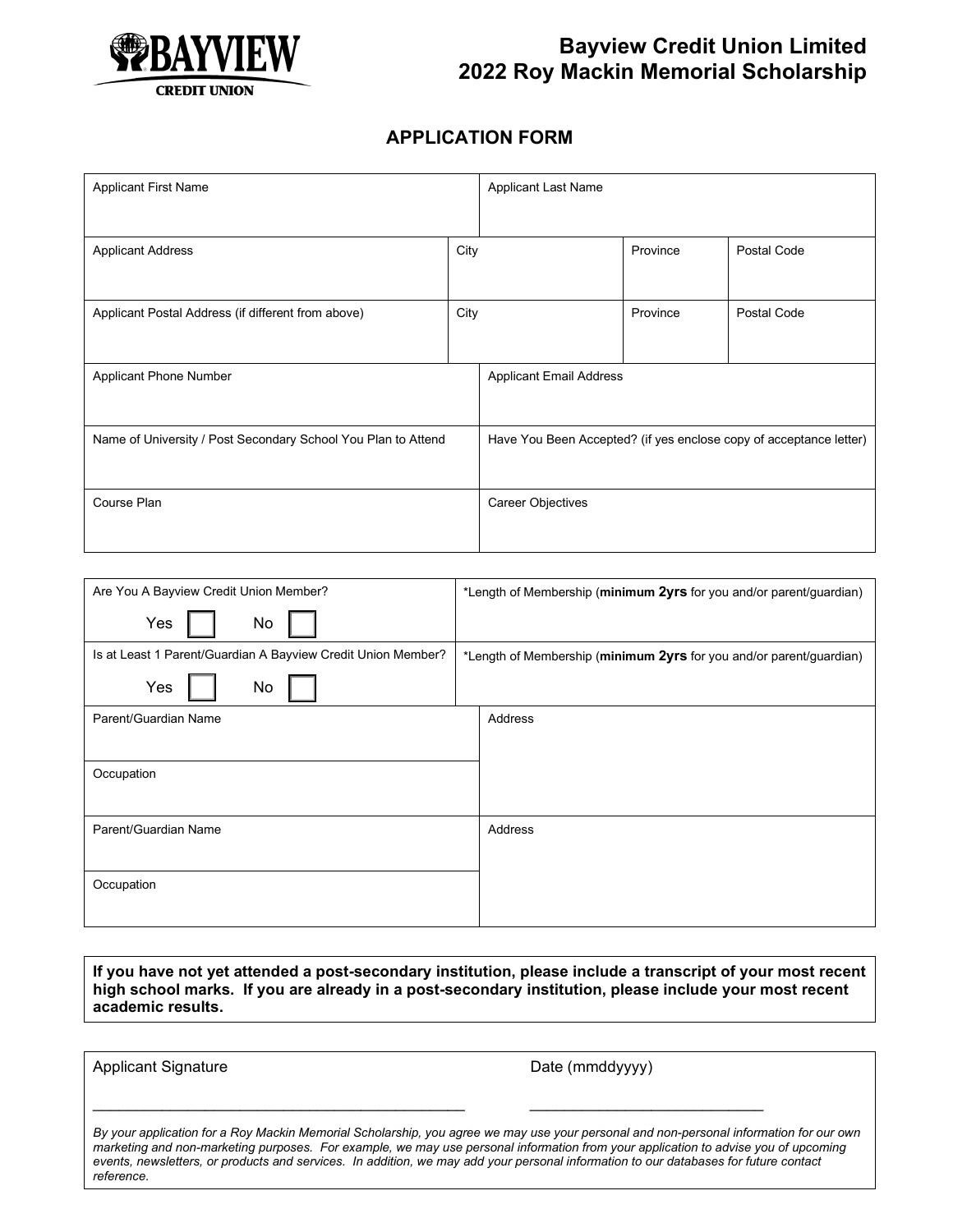BAYVIEW CREDIT UNION

# Bayview Credit Union Limited
# 2022 Roy Mackin Memorial Scholarship

## APPLICATION FORM

| Applicant First Name | | | Applicant Last Name |
|---|---|---|---|
| Applicant Address | City | Province | Postal Code |
| Applicant Postal Address (if different from above) | City | Province | Postal Code |
| Applicant Phone Number | | | Applicant Email Address |
| Name of University / Post Secondary School You Plan to Attend | | | Have You Been Accepted? (if yes enclose copy of acceptance letter) |
| Course Plan | | | Career Objectives |

| Are You A Bayview Credit Union Member? Yes ☐ No ☐ | *Length of Membership (**minimum 2yrs** for you and/or parent/guardian) |
|---|---|
| Is at Least 1 Parent/Guardian A Bayview Credit Union Member? Yes ☐ No ☐ | *Length of Membership (**minimum 2yrs** for you and/or parent/guardian) |
| Parent/Guardian Name | Address |
| Occupation | |
| Parent/Guardian Name | Address |
| Occupation | |

**If you have not yet attended a post-secondary institution, please include a transcript of your most recent high school marks. If you are already in a post-secondary institution, please include your most recent academic results.**

Applicant Signature \_\_\_\_\_\_\_\_\_\_\_\_\_\_\_\_\_\_\_\_\_\_\_\_\_\_\_\_\_\_\_\_\_\_\_\_ Date (mmddyyyy) \_\_\_\_\_\_\_\_\_\_\_\_\_\_\_\_\_\_\_\_\_\_\_\_

*By your application for a Roy Mackin Memorial Scholarship, you agree we may use your personal and non-personal information for our own marketing and non-marketing purposes. For example, we may use personal information from your application to advise you of upcoming events, newsletters, or products and services. In addition, we may add your personal information to our databases for future contact reference.*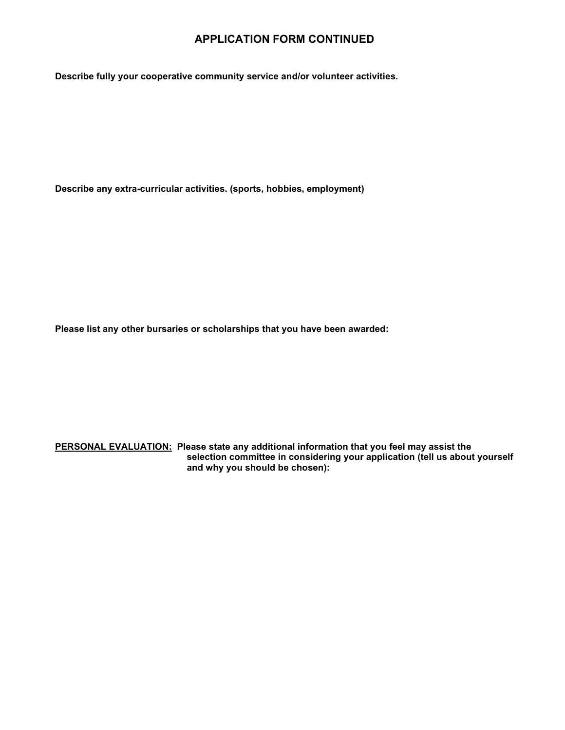## APPLICATION FORM CONTINUED

**Describe fully your cooperative community service and/or volunteer activities.**

**Describe any extra-curricular activities. (sports, hobbies, employment)**

**Please list any other bursaries or scholarships that you have been awarded:**

**<u>PERSONAL EVALUATION:</u> Please state any additional information that you feel may assist the selection committee in considering your application (tell us about yourself and why you should be chosen):**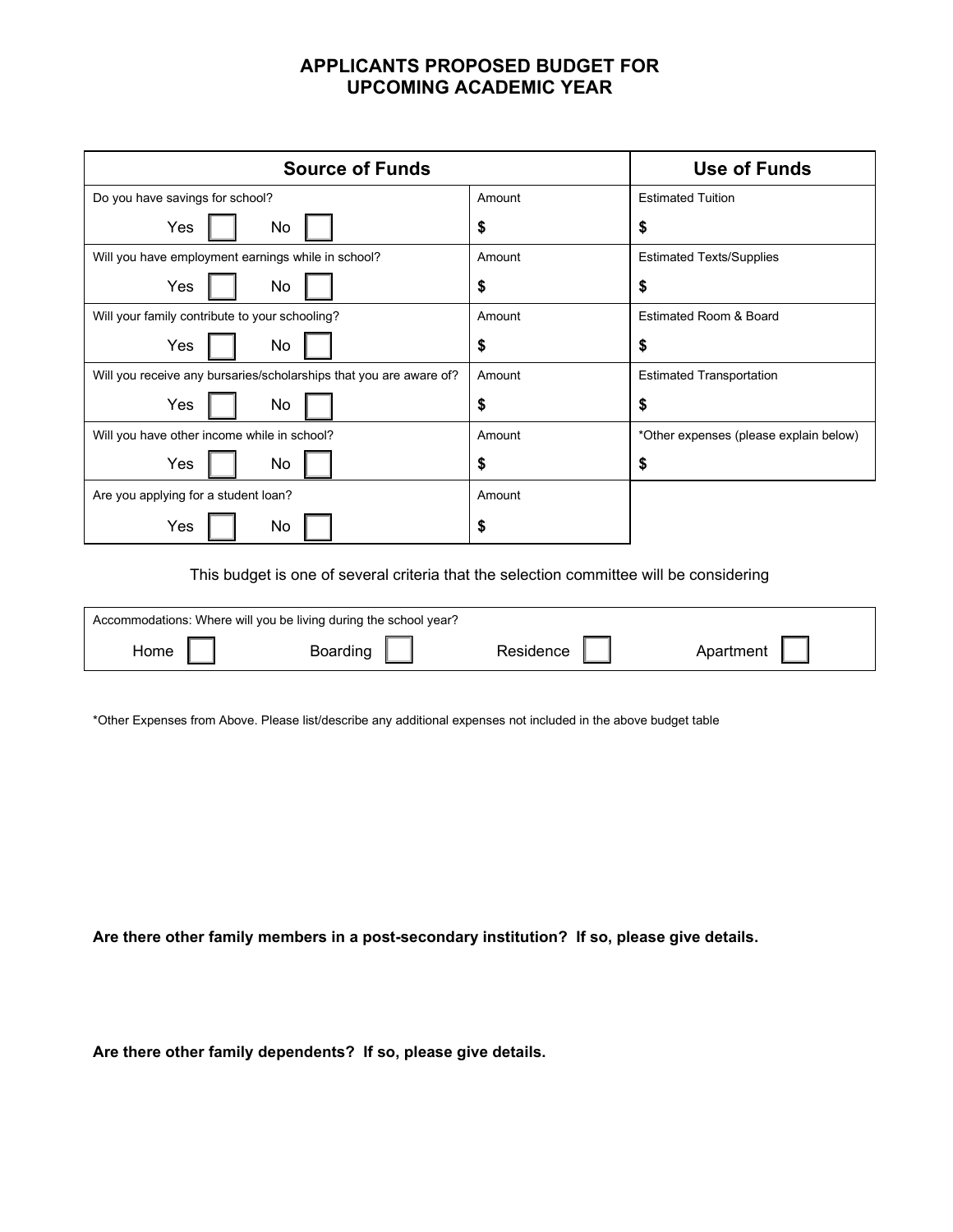# APPLICANTS PROPOSED BUDGET FOR UPCOMING ACADEMIC YEAR

| Source of Funds | | Use of Funds |
|---|---|---|
| Do you have savings for school?<br>Yes ☐ No ☐ | Amount<br>$ | Estimated Tuition<br>$ |
| Will you have employment earnings while in school?<br>Yes ☐ No ☐ | Amount<br>$ | Estimated Texts/Supplies<br>$ |
| Will your family contribute to your schooling?<br>Yes ☐ No ☐ | Amount<br>$ | Estimated Room & Board<br>$ |
| Will you receive any bursaries/scholarships that you are aware of?<br>Yes ☐ No ☐ | Amount<br>$ | Estimated Transportation<br>$ |
| Will you have other income while in school?<br>Yes ☐ No ☐ | Amount<br>$ | *Other expenses (please explain below)<br>$ |
| Are you applying for a student loan?<br>Yes ☐ No ☐ | Amount<br>$ | |

This budget is one of several criteria that the selection committee will be considering

| Accommodations: Where will you be living during the school year? |
|---|
| Home ☐ Boarding ☐ Residence ☐ Apartment ☐ |

*Other Expenses from Above. Please list/describe any additional expenses not included in the above budget table

**Are there other family members in a post-secondary institution? If so, please give details.**

**Are there other family dependents? If so, please give details.**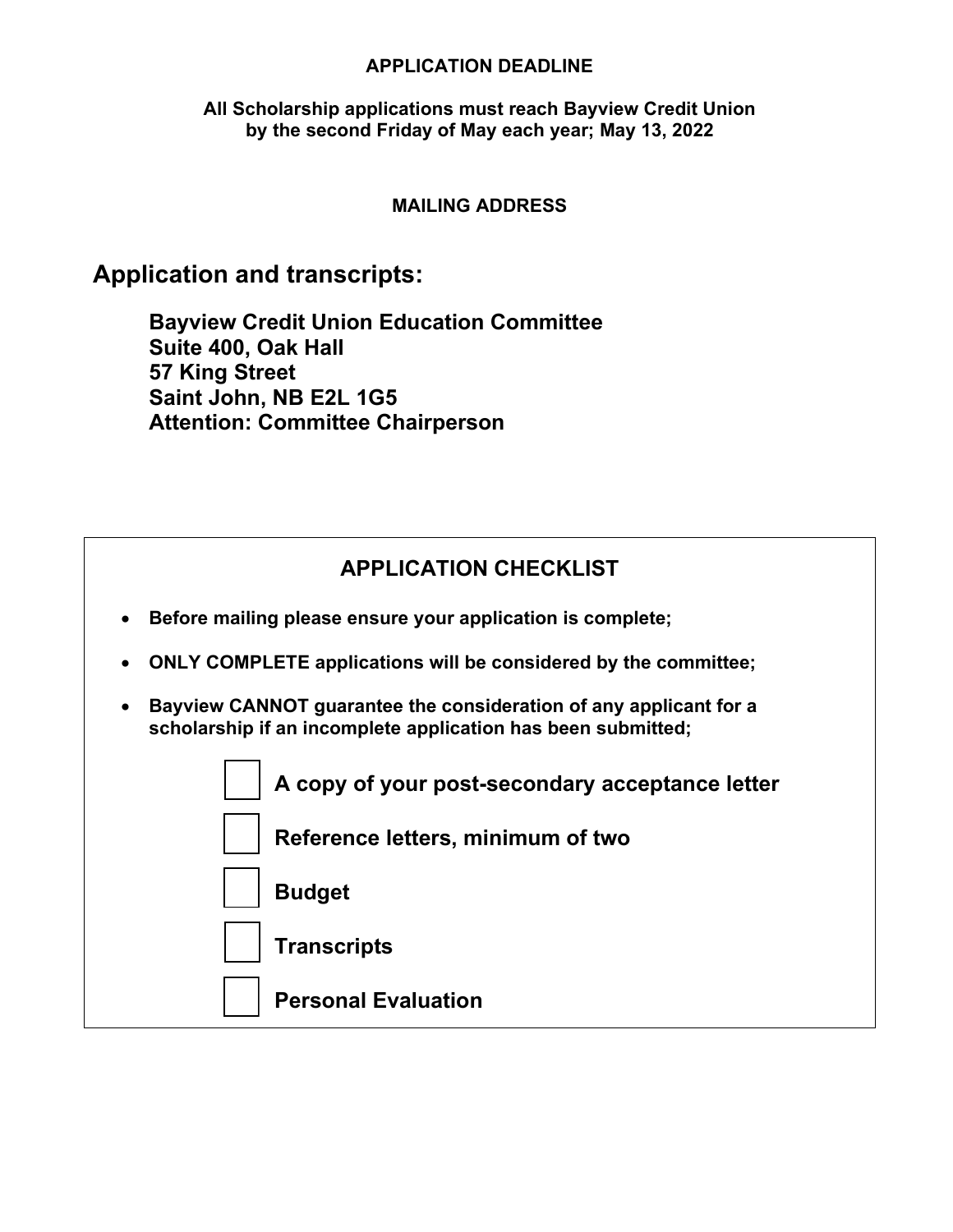## APPLICATION DEADLINE

**All Scholarship applications must reach Bayview Credit Union by the second Friday of May each year; May 13, 2022**

## MAILING ADDRESS

# Application and transcripts:

**Bayview Credit Union Education Committee**
**Suite 400, Oak Hall**
**57 King Street**
**Saint John, NB E2L 1G5**
**Attention: Committee Chairperson**

## APPLICATION CHECKLIST

- **Before mailing please ensure your application is complete;**
- **ONLY COMPLETE applications will be considered by the committee;**
- **Bayview CANNOT guarantee the consideration of any applicant for a scholarship if an incomplete application has been submitted;**

- [ ] **A copy of your post-secondary acceptance letter**
- [ ] **Reference letters, minimum of two**
- [ ] **Budget**
- [ ] **Transcripts**
- [ ] **Personal Evaluation**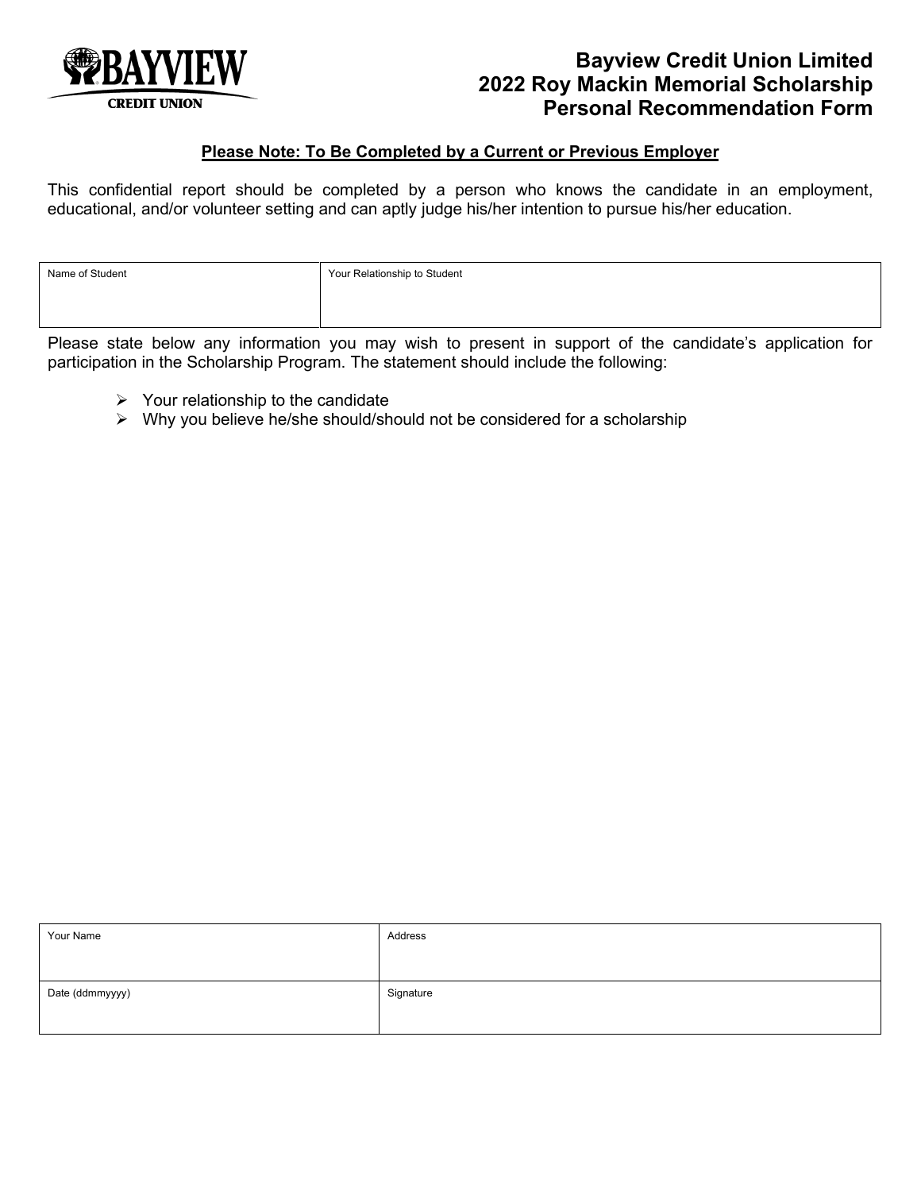# Bayview Credit Union Limited
# 2022 Roy Mackin Memorial Scholarship
# Personal Recommendation Form

**Please Note: To Be Completed by a Current or Previous Employer**

This confidential report should be completed by a person who knows the candidate in an employment, educational, and/or volunteer setting and can aptly judge his/her intention to pursue his/her education.

| Name of Student | Your Relationship to Student |
| --- | --- |
| | |

Please state below any information you may wish to present in support of the candidate's application for participation in the Scholarship Program. The statement should include the following:

- Your relationship to the candidate
- Why you believe he/she should/should not be considered for a scholarship

| Your Name | Address |
| --- | --- |
| | |
| Date (ddmmyyyy) | Signature |
| | |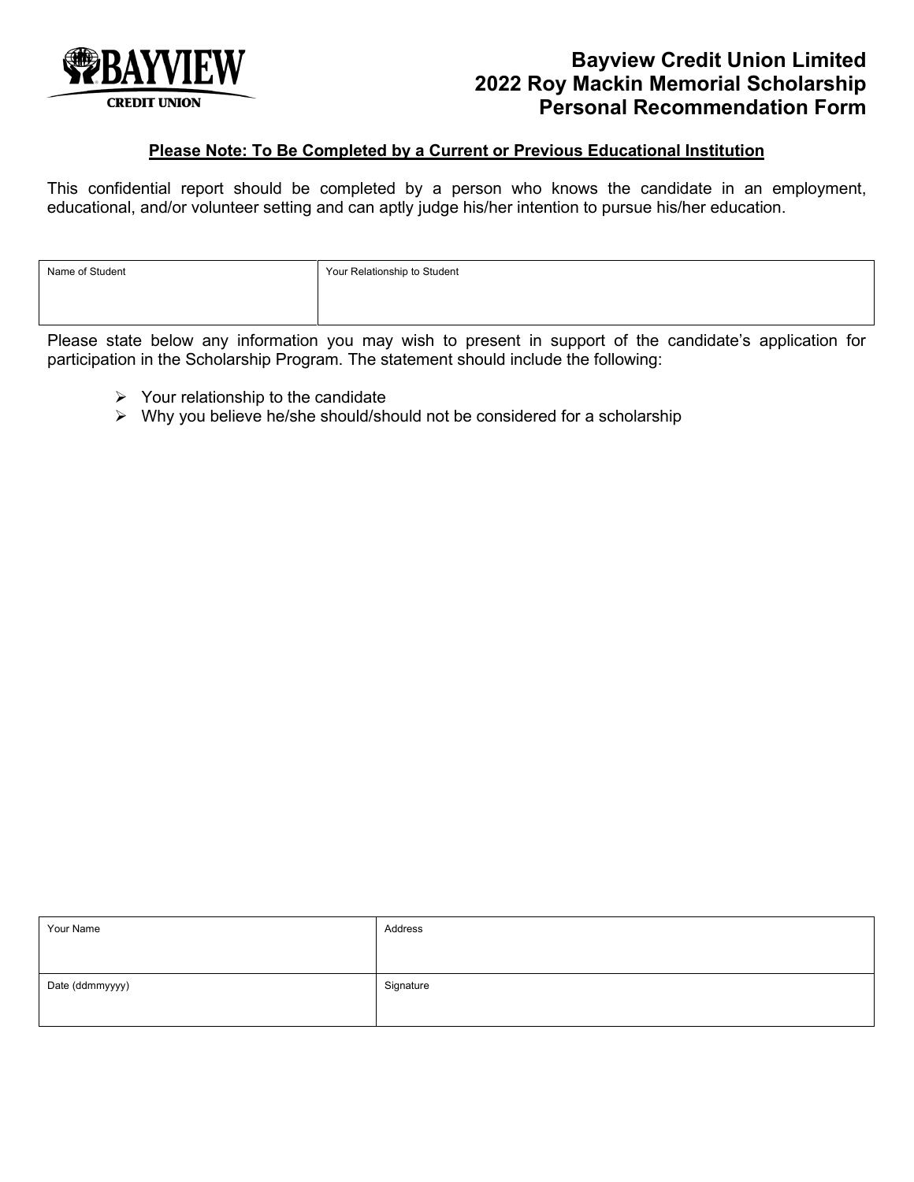BAYVIEW CREDIT UNION

# Bayview Credit Union Limited
# 2022 Roy Mackin Memorial Scholarship
# Personal Recommendation Form

**Please Note: To Be Completed by a Current or Previous Educational Institution**

This confidential report should be completed by a person who knows the candidate in an employment, educational, and/or volunteer setting and can aptly judge his/her intention to pursue his/her education.

| Name of Student | Your Relationship to Student |
|---|---|
| | |

Please state below any information you may wish to present in support of the candidate's application for participation in the Scholarship Program. The statement should include the following:

- Your relationship to the candidate
- Why you believe he/she should/should not be considered for a scholarship

| Your Name | Address |
|---|---|
| | |
| Date (ddmmyyyy) | Signature |
| | |